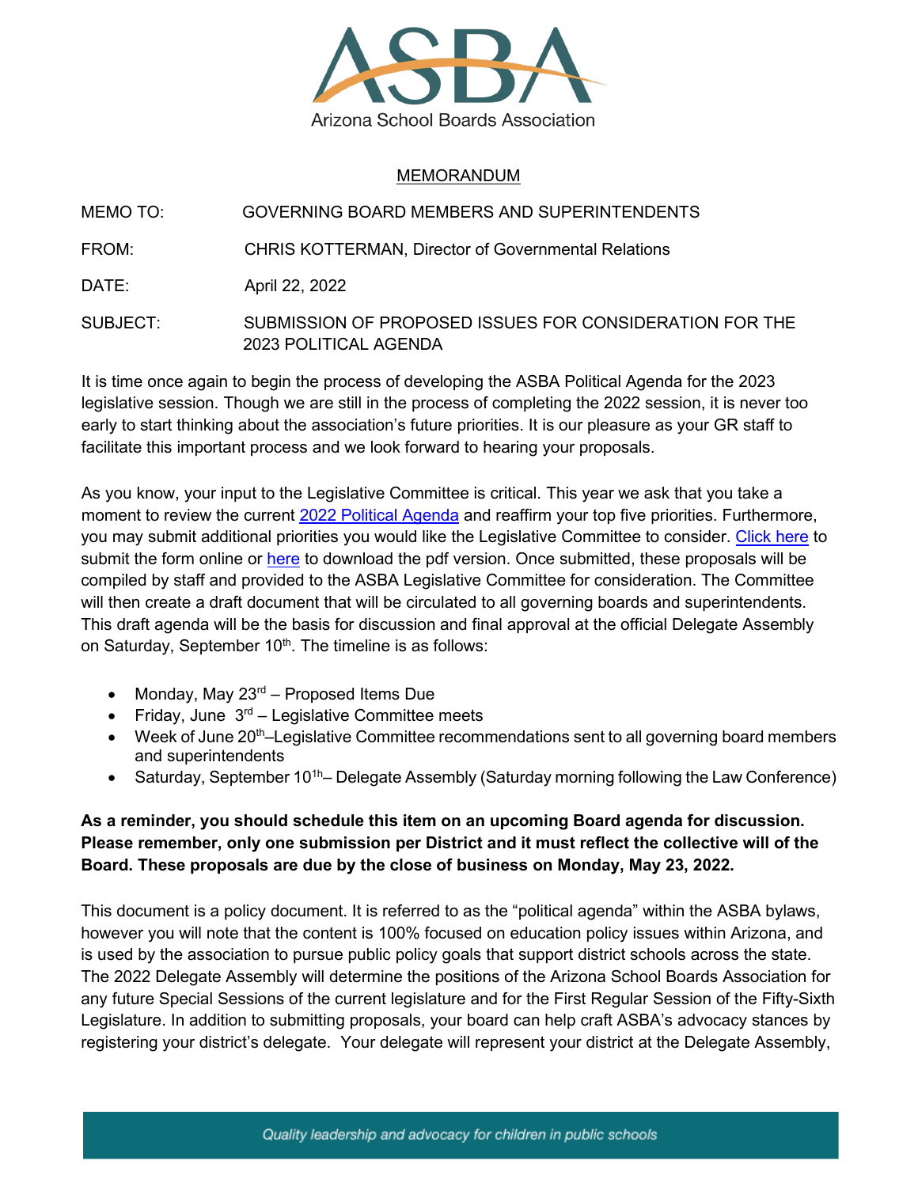ASBA

Arizona School Boards Association

MEMORANDUM

MEMO TO: GOVERNING BOARD MEMBERS AND SUPERINTENDENTS

FROM: CHRIS KOTTERMAN, Director of Governmental Relations

DATE: April 22, 2022

SUBJECT: SUBMISSION OF PROPOSED ISSUES FOR CONSIDERATION FOR THE 2023 POLITICAL AGENDA

It is time once again to begin the process of developing the ASBA Political Agenda for the 2023 legislative session. Though we are still in the process of completing the 2022 session, it is never too early to start thinking about the association's future priorities. It is our pleasure as your GR staff to facilitate this important process and we look forward to hearing your proposals.

As you know, your input to the Legislative Committee is critical. This year we ask that you take a moment to review the current 2022 Political Agenda and reaffirm your top five priorities. Furthermore, you may submit additional priorities you would like the Legislative Committee to consider. Click here to submit the form online or here to download the pdf version. Once submitted, these proposals will be compiled by staff and provided to the ASBA Legislative Committee for consideration. The Committee will then create a draft document that will be circulated to all governing boards and superintendents. This draft agenda will be the basis for discussion and final approval at the official Delegate Assembly on Saturday, September 10th. The timeline is as follows:

- Monday, May 23rd – Proposed Items Due
- Friday, June 3rd – Legislative Committee meets
- Week of June 20th–Legislative Committee recommendations sent to all governing board members and superintendents
- Saturday, September 10th– Delegate Assembly (Saturday morning following the Law Conference)

**As a reminder, you should schedule this item on an upcoming Board agenda for discussion. Please remember, only one submission per District and it must reflect the collective will of the Board. These proposals are due by the close of business on Monday, May 23, 2022.**

This document is a policy document. It is referred to as the "political agenda" within the ASBA bylaws, however you will note that the content is 100% focused on education policy issues within Arizona, and is used by the association to pursue public policy goals that support district schools across the state. The 2022 Delegate Assembly will determine the positions of the Arizona School Boards Association for any future Special Sessions of the current legislature and for the First Regular Session of the Fifty-Sixth Legislature. In addition to submitting proposals, your board can help craft ASBA's advocacy stances by registering your district's delegate. Your delegate will represent your district at the Delegate Assembly,

*Quality leadership and advocacy for children in public schools*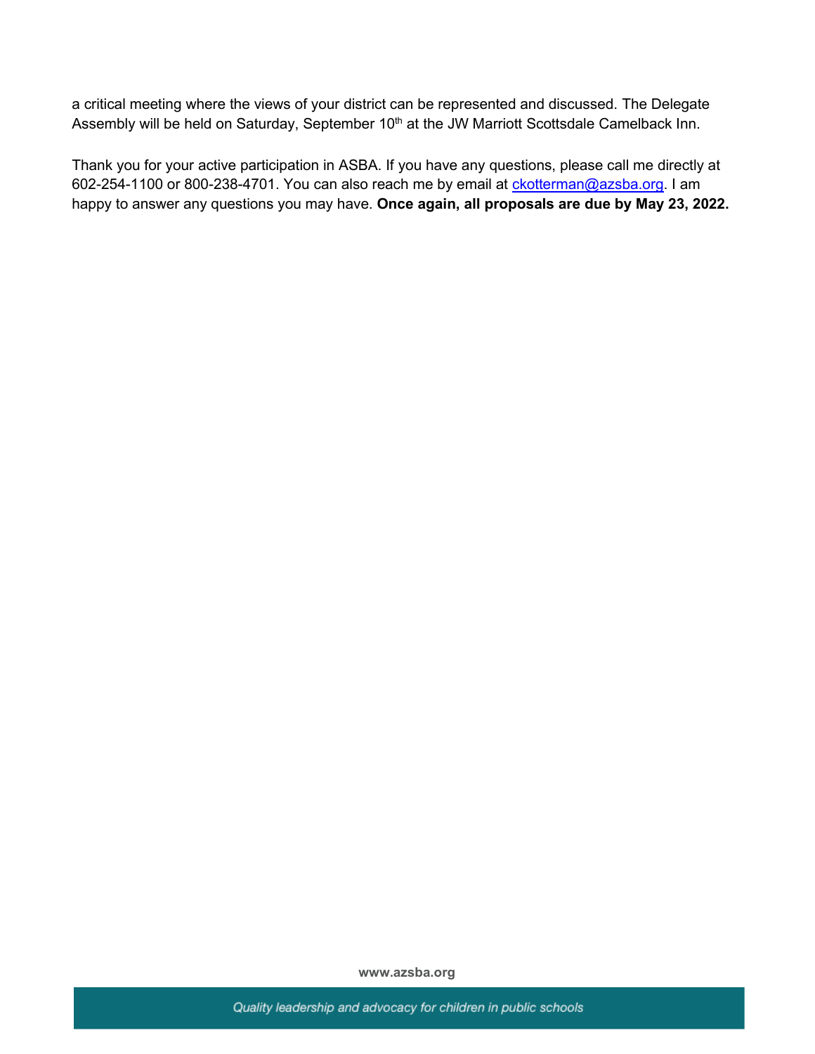a critical meeting where the views of your district can be represented and discussed. The Delegate Assembly will be held on Saturday, September 10th at the JW Marriott Scottsdale Camelback Inn.

Thank you for your active participation in ASBA. If you have any questions, please call me directly at 602-254-1100 or 800-238-4701. You can also reach me by email at ckotterman@azsba.org. I am happy to answer any questions you may have. **Once again, all proposals are due by May 23, 2022.**